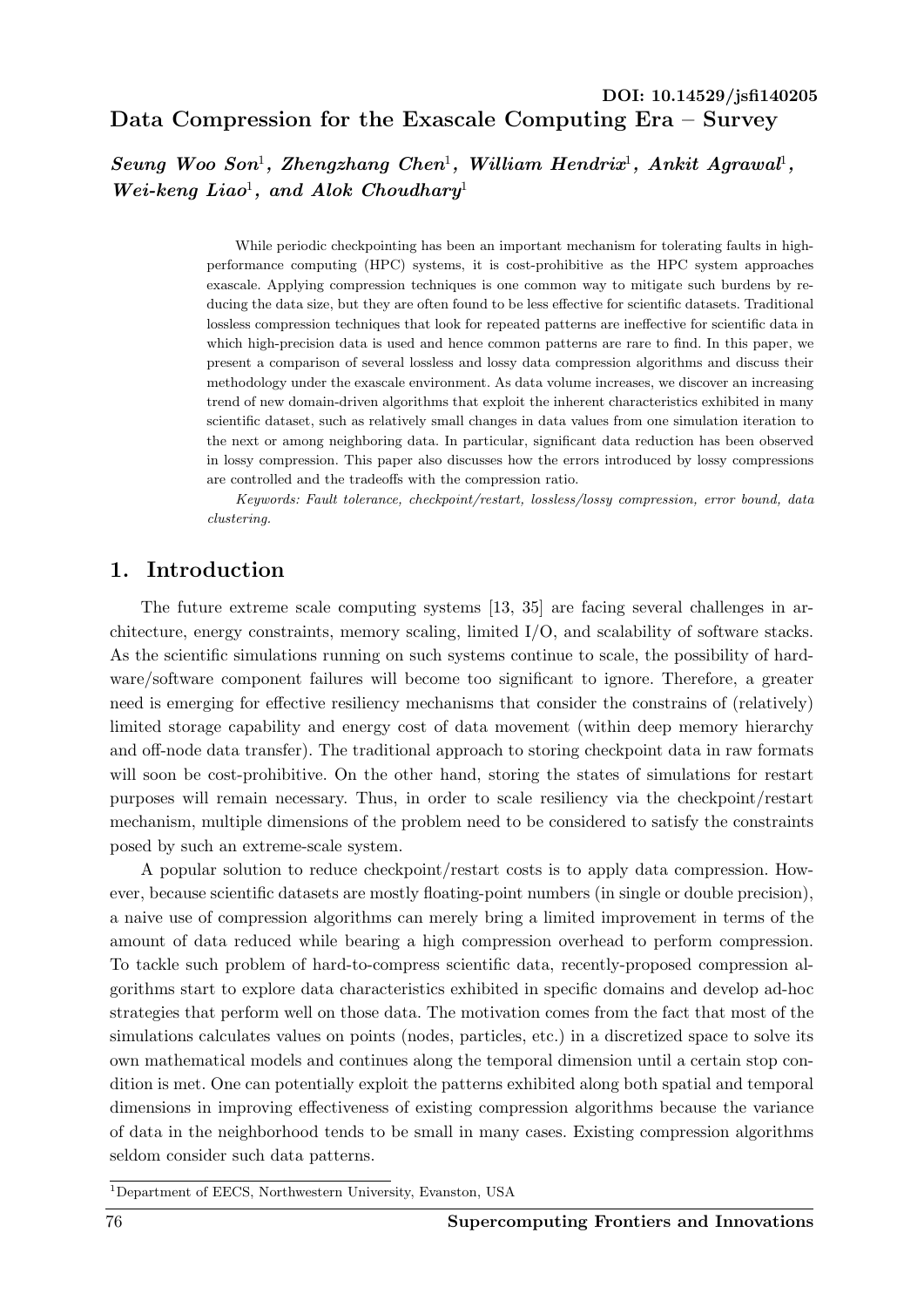DOI: 10.14529/jsfi140205

# Data Compression for the Exascale Computing Era – Survey

***Seung Woo Son*[1], *Zhengzhang Chen*[1], *William Hendrix*[1], *Ankit Agrawal*[1], *Wei-keng Liao*[1], *and Alok Choudhary*[1]**

While periodic checkpointing has been an important mechanism for tolerating faults in high-performance computing (HPC) systems, it is cost-prohibitive as the HPC system approaches exascale. Applying compression techniques is one common way to mitigate such burdens by reducing the data size, but they are often found to be less effective for scientific datasets. Traditional lossless compression techniques that look for repeated patterns are ineffective for scientific data in which high-precision data is used and hence common patterns are rare to find. In this paper, we present a comparison of several lossless and lossy data compression algorithms and discuss their methodology under the exascale environment. As data volume increases, we discover an increasing trend of new domain-driven algorithms that exploit the inherent characteristics exhibited in many scientific dataset, such as relatively small changes in data values from one simulation iteration to the next or among neighboring data. In particular, significant data reduction has been observed in lossy compression. This paper also discusses how the errors introduced by lossy compressions are controlled and the tradeoffs with the compression ratio.

*Keywords: Fault tolerance, checkpoint/restart, lossless/lossy compression, error bound, data clustering.*

## 1. Introduction

The future extreme scale computing systems [13, 35] are facing several challenges in architecture, energy constraints, memory scaling, limited I/O, and scalability of software stacks. As the scientific simulations running on such systems continue to scale, the possibility of hardware/software component failures will become too significant to ignore. Therefore, a greater need is emerging for effective resiliency mechanisms that consider the constrains of (relatively) limited storage capability and energy cost of data movement (within deep memory hierarchy and off-node data transfer). The traditional approach to storing checkpoint data in raw formats will soon be cost-prohibitive. On the other hand, storing the states of simulations for restart purposes will remain necessary. Thus, in order to scale resiliency via the checkpoint/restart mechanism, multiple dimensions of the problem need to be considered to satisfy the constraints posed by such an extreme-scale system.

A popular solution to reduce checkpoint/restart costs is to apply data compression. However, because scientific datasets are mostly floating-point numbers (in single or double precision), a naive use of compression algorithms can merely bring a limited improvement in terms of the amount of data reduced while bearing a high compression overhead to perform compression. To tackle such problem of hard-to-compress scientific data, recently-proposed compression algorithms start to explore data characteristics exhibited in specific domains and develop ad-hoc strategies that perform well on those data. The motivation comes from the fact that most of the simulations calculates values on points (nodes, particles, etc.) in a discretized space to solve its own mathematical models and continues along the temporal dimension until a certain stop condition is met. One can potentially exploit the patterns exhibited along both spatial and temporal dimensions in improving effectiveness of existing compression algorithms because the variance of data in the neighborhood tends to be small in many cases. Existing compression algorithms seldom consider such data patterns.

[1]Department of EECS, Northwestern University, Evanston, USA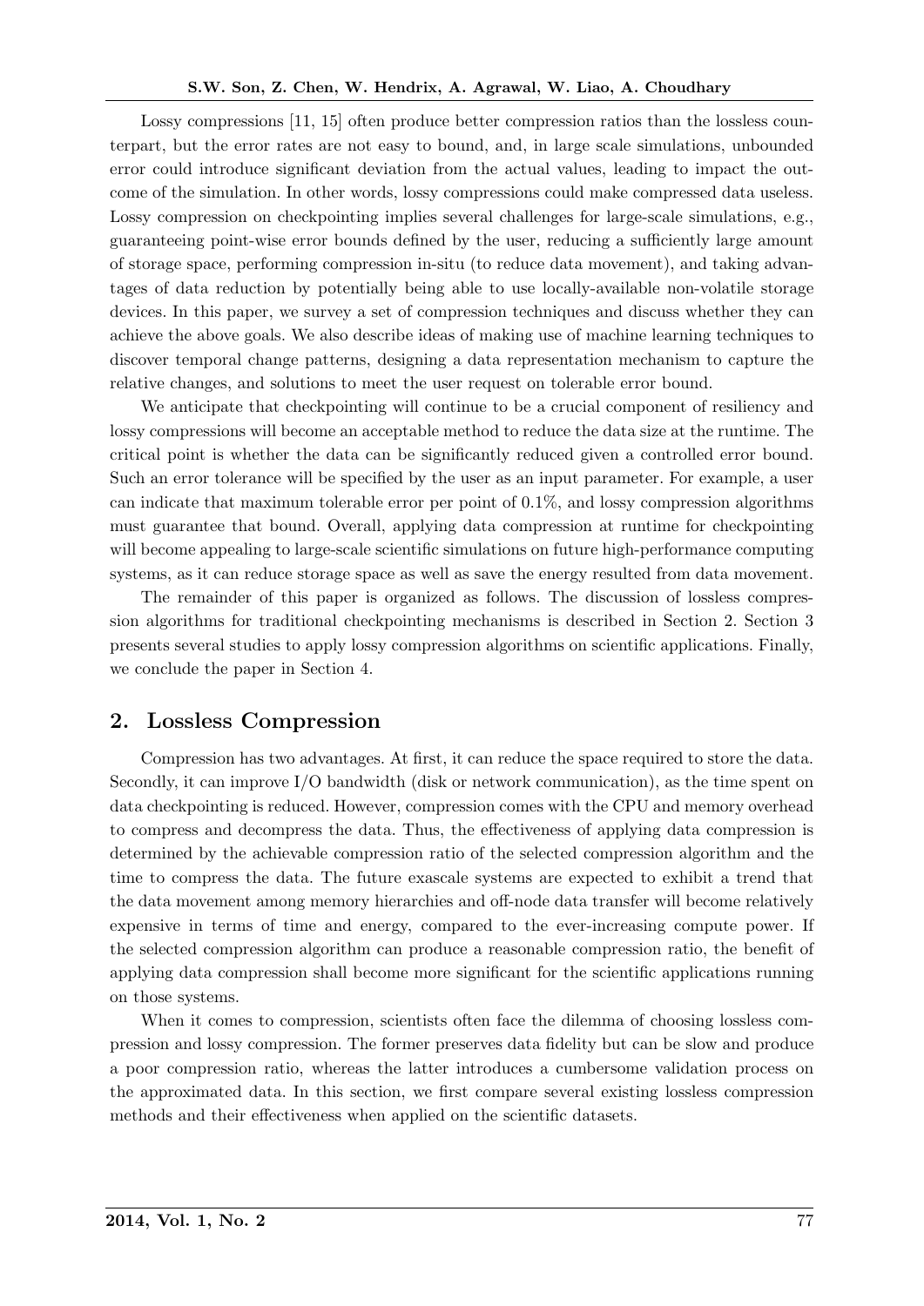Lossy compressions [11, 15] often produce better compression ratios than the lossless counterpart, but the error rates are not easy to bound, and, in large scale simulations, unbounded error could introduce significant deviation from the actual values, leading to impact the outcome of the simulation. In other words, lossy compressions could make compressed data useless. Lossy compression on checkpointing implies several challenges for large-scale simulations, e.g., guaranteeing point-wise error bounds defined by the user, reducing a sufficiently large amount of storage space, performing compression in-situ (to reduce data movement), and taking advantages of data reduction by potentially being able to use locally-available non-volatile storage devices. In this paper, we survey a set of compression techniques and discuss whether they can achieve the above goals. We also describe ideas of making use of machine learning techniques to discover temporal change patterns, designing a data representation mechanism to capture the relative changes, and solutions to meet the user request on tolerable error bound.

We anticipate that checkpointing will continue to be a crucial component of resiliency and lossy compressions will become an acceptable method to reduce the data size at the runtime. The critical point is whether the data can be significantly reduced given a controlled error bound. Such an error tolerance will be specified by the user as an input parameter. For example, a user can indicate that maximum tolerable error per point of 0.1%, and lossy compression algorithms must guarantee that bound. Overall, applying data compression at runtime for checkpointing will become appealing to large-scale scientific simulations on future high-performance computing systems, as it can reduce storage space as well as save the energy resulted from data movement.

The remainder of this paper is organized as follows. The discussion of lossless compression algorithms for traditional checkpointing mechanisms is described in Section 2. Section 3 presents several studies to apply lossy compression algorithms on scientific applications. Finally, we conclude the paper in Section 4.

## 2. Lossless Compression

Compression has two advantages. At first, it can reduce the space required to store the data. Secondly, it can improve I/O bandwidth (disk or network communication), as the time spent on data checkpointing is reduced. However, compression comes with the CPU and memory overhead to compress and decompress the data. Thus, the effectiveness of applying data compression is determined by the achievable compression ratio of the selected compression algorithm and the time to compress the data. The future exascale systems are expected to exhibit a trend that the data movement among memory hierarchies and off-node data transfer will become relatively expensive in terms of time and energy, compared to the ever-increasing compute power. If the selected compression algorithm can produce a reasonable compression ratio, the benefit of applying data compression shall become more significant for the scientific applications running on those systems.

When it comes to compression, scientists often face the dilemma of choosing lossless compression and lossy compression. The former preserves data fidelity but can be slow and produce a poor compression ratio, whereas the latter introduces a cumbersome validation process on the approximated data. In this section, we first compare several existing lossless compression methods and their effectiveness when applied on the scientific datasets.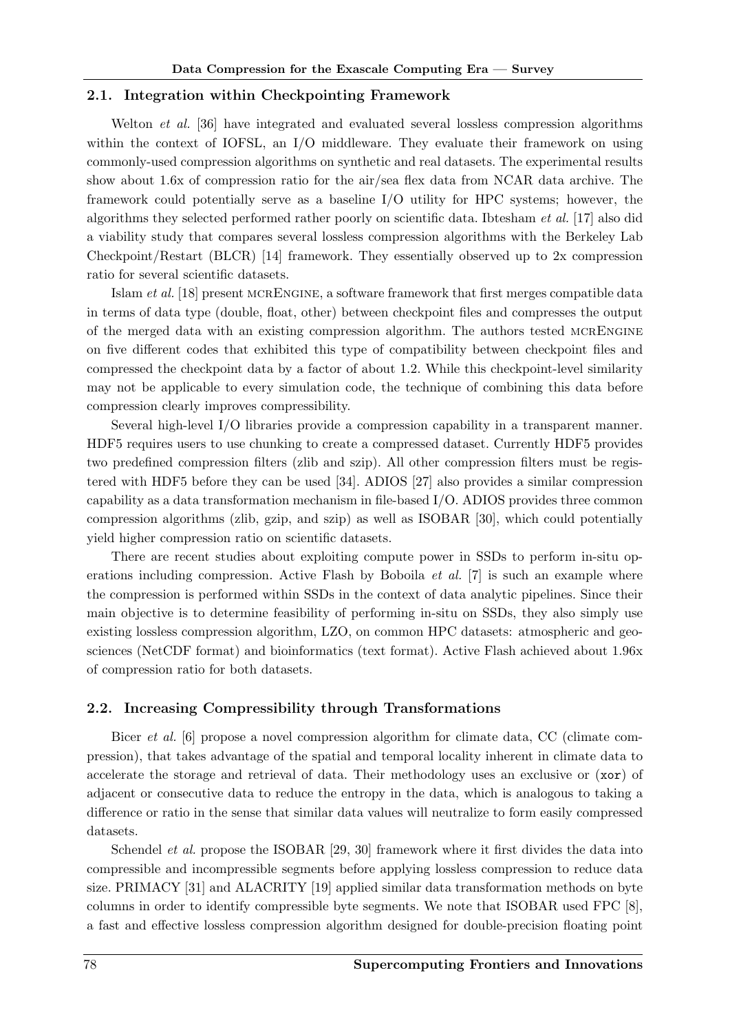## 2.1. Integration within Checkpointing Framework

Welton *et al.* [36] have integrated and evaluated several lossless compression algorithms within the context of IOFSL, an I/O middleware. They evaluate their framework on using commonly-used compression algorithms on synthetic and real datasets. The experimental results show about 1.6x of compression ratio for the air/sea flex data from NCAR data archive. The framework could potentially serve as a baseline I/O utility for HPC systems; however, the algorithms they selected performed rather poorly on scientific data. Ibtesham *et al.* [17] also did a viability study that compares several lossless compression algorithms with the Berkeley Lab Checkpoint/Restart (BLCR) [14] framework. They essentially observed up to 2x compression ratio for several scientific datasets.

Islam *et al.* [18] present mcrEngine, a software framework that first merges compatible data in terms of data type (double, float, other) between checkpoint files and compresses the output of the merged data with an existing compression algorithm. The authors tested mcrEngine on five different codes that exhibited this type of compatibility between checkpoint files and compressed the checkpoint data by a factor of about 1.2. While this checkpoint-level similarity may not be applicable to every simulation code, the technique of combining this data before compression clearly improves compressibility.

Several high-level I/O libraries provide a compression capability in a transparent manner. HDF5 requires users to use chunking to create a compressed dataset. Currently HDF5 provides two predefined compression filters (zlib and szip). All other compression filters must be registered with HDF5 before they can be used [34]. ADIOS [27] also provides a similar compression capability as a data transformation mechanism in file-based I/O. ADIOS provides three common compression algorithms (zlib, gzip, and szip) as well as ISOBAR [30], which could potentially yield higher compression ratio on scientific datasets.

There are recent studies about exploiting compute power in SSDs to perform in-situ operations including compression. Active Flash by Boboila *et al.* [7] is such an example where the compression is performed within SSDs in the context of data analytic pipelines. Since their main objective is to determine feasibility of performing in-situ on SSDs, they also simply use existing lossless compression algorithm, LZO, on common HPC datasets: atmospheric and geosciences (NetCDF format) and bioinformatics (text format). Active Flash achieved about 1.96x of compression ratio for both datasets.

## 2.2. Increasing Compressibility through Transformations

Bicer *et al.* [6] propose a novel compression algorithm for climate data, CC (climate compression), that takes advantage of the spatial and temporal locality inherent in climate data to accelerate the storage and retrieval of data. Their methodology uses an exclusive or (`xor`) of adjacent or consecutive data to reduce the entropy in the data, which is analogous to taking a difference or ratio in the sense that similar data values will neutralize to form easily compressed datasets.

Schendel *et al.* propose the ISOBAR [29, 30] framework where it first divides the data into compressible and incompressible segments before applying lossless compression to reduce data size. PRIMACY [31] and ALACRITY [19] applied similar data transformation methods on byte columns in order to identify compressible byte segments. We note that ISOBAR used FPC [8], a fast and effective lossless compression algorithm designed for double-precision floating point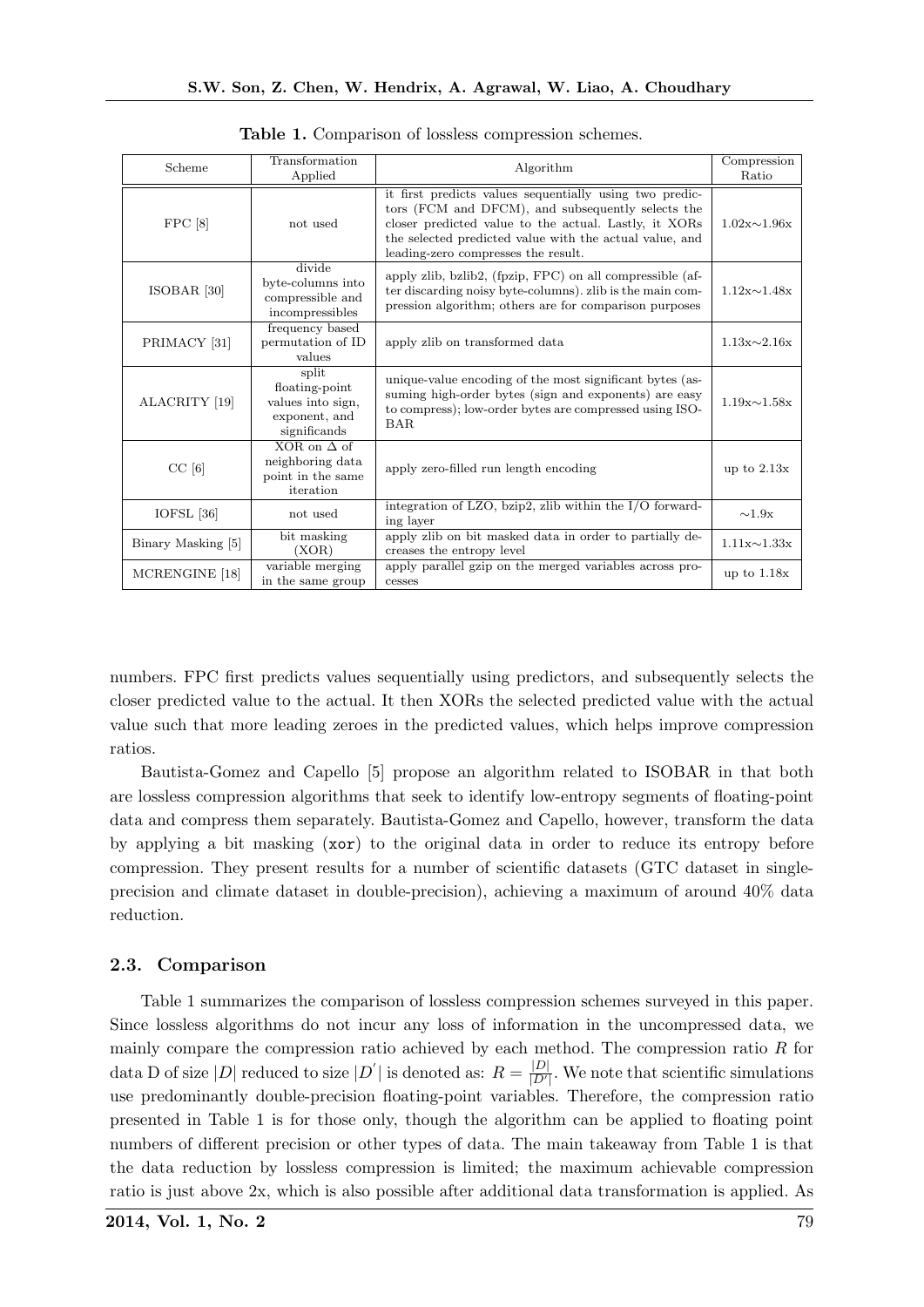Table 1. Comparison of lossless compression schemes.

| Scheme | Transformation Applied | Algorithm | Compression Ratio |
| --- | --- | --- | --- |
| FPC [8] | not used | it first predicts values sequentially using two predictors (FCM and DFCM), and subsequently selects the closer predicted value to the actual. Lastly, it XORs the selected predicted value with the actual value, and leading-zero compresses the result. | 1.02x∼1.96x |
| ISOBAR [30] | divide byte-columns into compressible and incompressibles | apply zlib, bzlib2, (fpzip, FPC) on all compressible (after discarding noisy byte-columns). zlib is the main compression algorithm; others are for comparison purposes | 1.12x∼1.48x |
| PRIMACY [31] | frequency based permutation of ID values | apply zlib on transformed data | 1.13x∼2.16x |
| ALACRITY [19] | split floating-point values into sign, exponent, and significands | unique-value encoding of the most significant bytes (assuming high-order bytes (sign and exponents) are easy to compress); low-order bytes are compressed using ISOBAR | 1.19x∼1.58x |
| CC [6] | XOR on $\Delta$ of neighboring data point in the same iteration | apply zero-filled run length encoding | up to 2.13x |
| IOFSL [36] | not used | integration of LZO, bzip2, zlib within the I/O forwarding layer | ∼1.9x |
| Binary Masking [5] | bit masking (XOR) | apply zlib on bit masked data in order to partially decreases the entropy level | 1.11x∼1.33x |
| MCRENGINE [18] | variable merging in the same group | apply parallel gzip on the merged variables across processes | up to 1.18x |

numbers. FPC first predicts values sequentially using predictors, and subsequently selects the closer predicted value to the actual. It then XORs the selected predicted value with the actual value such that more leading zeroes in the predicted values, which helps improve compression ratios.

Bautista-Gomez and Capello [5] propose an algorithm related to ISOBAR in that both are lossless compression algorithms that seek to identify low-entropy segments of floating-point data and compress them separately. Bautista-Gomez and Capello, however, transform the data by applying a bit masking (xor) to the original data in order to reduce its entropy before compression. They present results for a number of scientific datasets (GTC dataset in single-precision and climate dataset in double-precision), achieving a maximum of around 40% data reduction.

### 2.3. Comparison

Table 1 summarizes the comparison of lossless compression schemes surveyed in this paper. Since lossless algorithms do not incur any loss of information in the uncompressed data, we mainly compare the compression ratio achieved by each method. The compression ratio $R$ for data D of size $|D|$ reduced to size $|D^{'}|$ is denoted as: $R = \frac{|D|}{|D^{'}|}$. We note that scientific simulations use predominantly double-precision floating-point variables. Therefore, the compression ratio presented in Table 1 is for those only, though the algorithm can be applied to floating point numbers of different precision or other types of data. The main takeaway from Table 1 is that the data reduction by lossless compression is limited; the maximum achievable compression ratio is just above 2x, which is also possible after additional data transformation is applied. As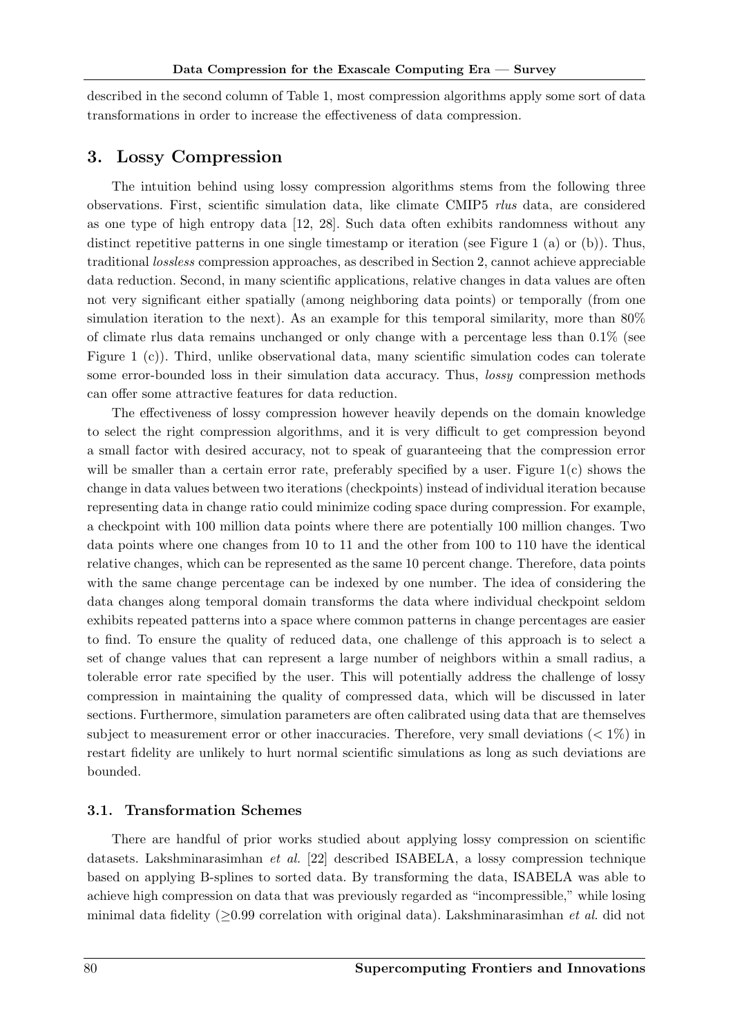described in the second column of Table 1, most compression algorithms apply some sort of data transformations in order to increase the effectiveness of data compression.

## 3. Lossy Compression

The intuition behind using lossy compression algorithms stems from the following three observations. First, scientific simulation data, like climate CMIP5 *rlus* data, are considered as one type of high entropy data [12, 28]. Such data often exhibits randomness without any distinct repetitive patterns in one single timestamp or iteration (see Figure 1 (a) or (b)). Thus, traditional *lossless* compression approaches, as described in Section 2, cannot achieve appreciable data reduction. Second, in many scientific applications, relative changes in data values are often not very significant either spatially (among neighboring data points) or temporally (from one simulation iteration to the next). As an example for this temporal similarity, more than 80% of climate rlus data remains unchanged or only change with a percentage less than 0.1% (see Figure 1 (c)). Third, unlike observational data, many scientific simulation codes can tolerate some error-bounded loss in their simulation data accuracy. Thus, *lossy* compression methods can offer some attractive features for data reduction.

The effectiveness of lossy compression however heavily depends on the domain knowledge to select the right compression algorithms, and it is very difficult to get compression beyond a small factor with desired accuracy, not to speak of guaranteeing that the compression error will be smaller than a certain error rate, preferably specified by a user. Figure 1(c) shows the change in data values between two iterations (checkpoints) instead of individual iteration because representing data in change ratio could minimize coding space during compression. For example, a checkpoint with 100 million data points where there are potentially 100 million changes. Two data points where one changes from 10 to 11 and the other from 100 to 110 have the identical relative changes, which can be represented as the same 10 percent change. Therefore, data points with the same change percentage can be indexed by one number. The idea of considering the data changes along temporal domain transforms the data where individual checkpoint seldom exhibits repeated patterns into a space where common patterns in change percentages are easier to find. To ensure the quality of reduced data, one challenge of this approach is to select a set of change values that can represent a large number of neighbors within a small radius, a tolerable error rate specified by the user. This will potentially address the challenge of lossy compression in maintaining the quality of compressed data, which will be discussed in later sections. Furthermore, simulation parameters are often calibrated using data that are themselves subject to measurement error or other inaccuracies. Therefore, very small deviations ($< 1\%$) in restart fidelity are unlikely to hurt normal scientific simulations as long as such deviations are bounded.

### 3.1. Transformation Schemes

There are handful of prior works studied about applying lossy compression on scientific datasets. Lakshminarasimhan *et al.* [22] described ISABELA, a lossy compression technique based on applying B-splines to sorted data. By transforming the data, ISABELA was able to achieve high compression on data that was previously regarded as "incompressible," while losing minimal data fidelity ($\geq$0.99 correlation with original data). Lakshminarasimhan *et al.* did not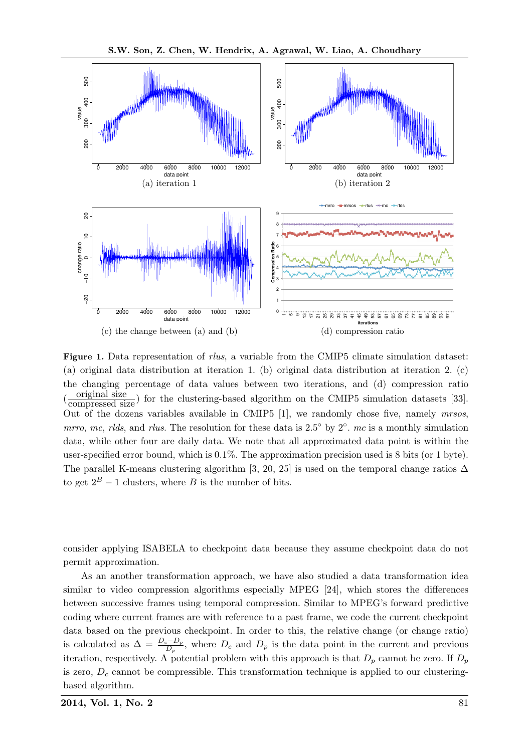value
500
400
300
200
0 2000 4000 6000 8000 10000 12000
data point

(a) iteration 1

value
500
400
300
200
0 2000 4000 6000 8000 10000 12000
data point

(b) iteration 2

change ratio
20
10
0
−10
−20
0 2000 4000 6000 8000 10000 12000
data point

(c) the change between (a) and (b)

mrro mrsos rlus mc rlds
Compression Ratio
9
8
7
6
5
4
3
2
1
0
1 5 9 13 17 21 25 29 33 37 41 45 49 53 57 61 65 69 73 77 81 85 89 93 97
iterations

(d) compression ratio

**Figure 1.** Data representation of *rlus*, a variable from the CMIP5 climate simulation dataset: (a) original data distribution at iteration 1. (b) original data distribution at iteration 2. (c) the changing percentage of data values between two iterations, and (d) compression ratio ($\frac{\text{original size}}{\text{compressed size}}$) for the clustering-based algorithm on the CMIP5 simulation datasets [33]. Out of the dozens variables available in CMIP5 [1], we randomly chose five, namely *mrsos*, *mrro*, *mc*, *rlds*, and *rlus*. The resolution for these data is 2.5° by 2°. *mc* is a monthly simulation data, while other four are daily data. We note that all approximated data point is within the user-specified error bound, which is 0.1%. The approximation precision used is 8 bits (or 1 byte). The parallel K-means clustering algorithm [3, 20, 25] is used on the temporal change ratios $\Delta$ to get $2^B - 1$ clusters, where $B$ is the number of bits.

consider applying ISABELA to checkpoint data because they assume checkpoint data do not permit approximation.

As an another transformation approach, we have also studied a data transformation idea similar to video compression algorithms especially MPEG [24], which stores the differences between successive frames using temporal compression. Similar to MPEG's forward predictive coding where current frames are with reference to a past frame, we code the current checkpoint data based on the previous checkpoint. In order to this, the relative change (or change ratio) is calculated as $\Delta = \frac{D_c - D_p}{D_p}$, where $D_c$ and $D_p$ is the data point in the current and previous iteration, respectively. A potential problem with this approach is that $D_p$ cannot be zero. If $D_p$ is zero, $D_c$ cannot be compressible. This transformation technique is applied to our clustering-based algorithm.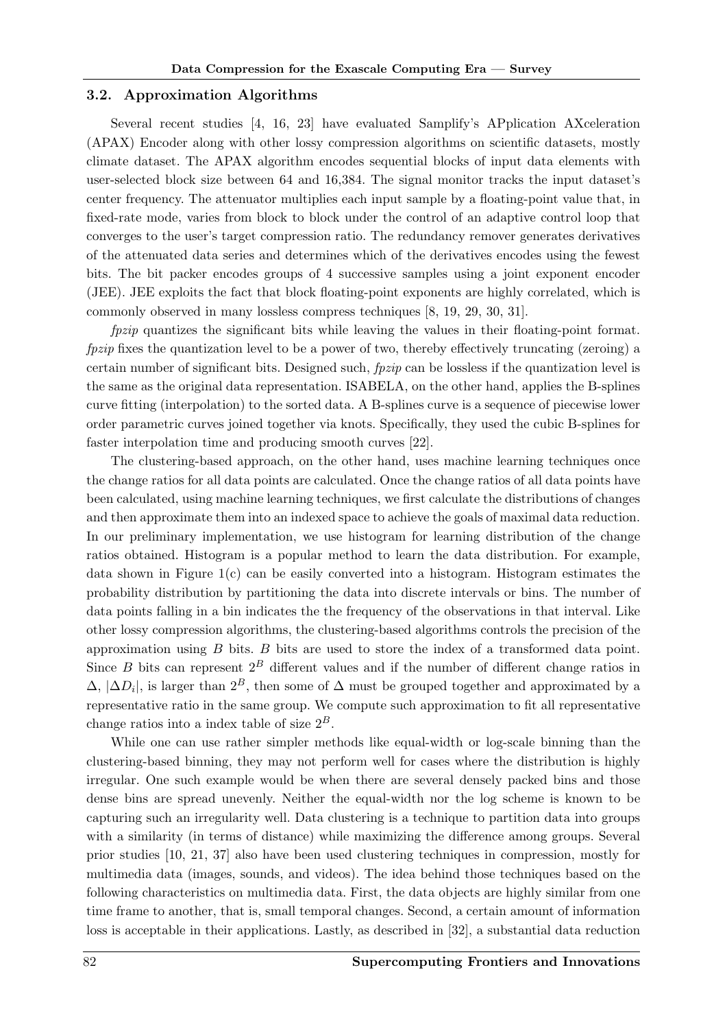### 3.2. Approximation Algorithms

Several recent studies [4, 16, 23] have evaluated Samplify's APplication AXceleration (APAX) Encoder along with other lossy compression algorithms on scientific datasets, mostly climate dataset. The APAX algorithm encodes sequential blocks of input data elements with user-selected block size between 64 and 16,384. The signal monitor tracks the input dataset's center frequency. The attenuator multiplies each input sample by a floating-point value that, in fixed-rate mode, varies from block to block under the control of an adaptive control loop that converges to the user's target compression ratio. The redundancy remover generates derivatives of the attenuated data series and determines which of the derivatives encodes using the fewest bits. The bit packer encodes groups of 4 successive samples using a joint exponent encoder (JEE). JEE exploits the fact that block floating-point exponents are highly correlated, which is commonly observed in many lossless compress techniques [8, 19, 29, 30, 31].

*fpzip* quantizes the significant bits while leaving the values in their floating-point format. *fpzip* fixes the quantization level to be a power of two, thereby effectively truncating (zeroing) a certain number of significant bits. Designed such, *fpzip* can be lossless if the quantization level is the same as the original data representation. ISABELA, on the other hand, applies the B-splines curve fitting (interpolation) to the sorted data. A B-splines curve is a sequence of piecewise lower order parametric curves joined together via knots. Specifically, they used the cubic B-splines for faster interpolation time and producing smooth curves [22].

The clustering-based approach, on the other hand, uses machine learning techniques once the change ratios for all data points are calculated. Once the change ratios of all data points have been calculated, using machine learning techniques, we first calculate the distributions of changes and then approximate them into an indexed space to achieve the goals of maximal data reduction. In our preliminary implementation, we use histogram for learning distribution of the change ratios obtained. Histogram is a popular method to learn the data distribution. For example, data shown in Figure 1(c) can be easily converted into a histogram. Histogram estimates the probability distribution by partitioning the data into discrete intervals or bins. The number of data points falling in a bin indicates the the frequency of the observations in that interval. Like other lossy compression algorithms, the clustering-based algorithms controls the precision of the approximation using $B$ bits. $B$ bits are used to store the index of a transformed data point. Since $B$ bits can represent $2^B$ different values and if the number of different change ratios in $\Delta$, $|\Delta D_i|$, is larger than $2^B$, then some of $\Delta$ must be grouped together and approximated by a representative ratio in the same group. We compute such approximation to fit all representative change ratios into a index table of size $2^B$.

While one can use rather simpler methods like equal-width or log-scale binning than the clustering-based binning, they may not perform well for cases where the distribution is highly irregular. One such example would be when there are several densely packed bins and those dense bins are spread unevenly. Neither the equal-width nor the log scheme is known to be capturing such an irregularity well. Data clustering is a technique to partition data into groups with a similarity (in terms of distance) while maximizing the difference among groups. Several prior studies [10, 21, 37] also have been used clustering techniques in compression, mostly for multimedia data (images, sounds, and videos). The idea behind those techniques based on the following characteristics on multimedia data. First, the data objects are highly similar from one time frame to another, that is, small temporal changes. Second, a certain amount of information loss is acceptable in their applications. Lastly, as described in [32], a substantial data reduction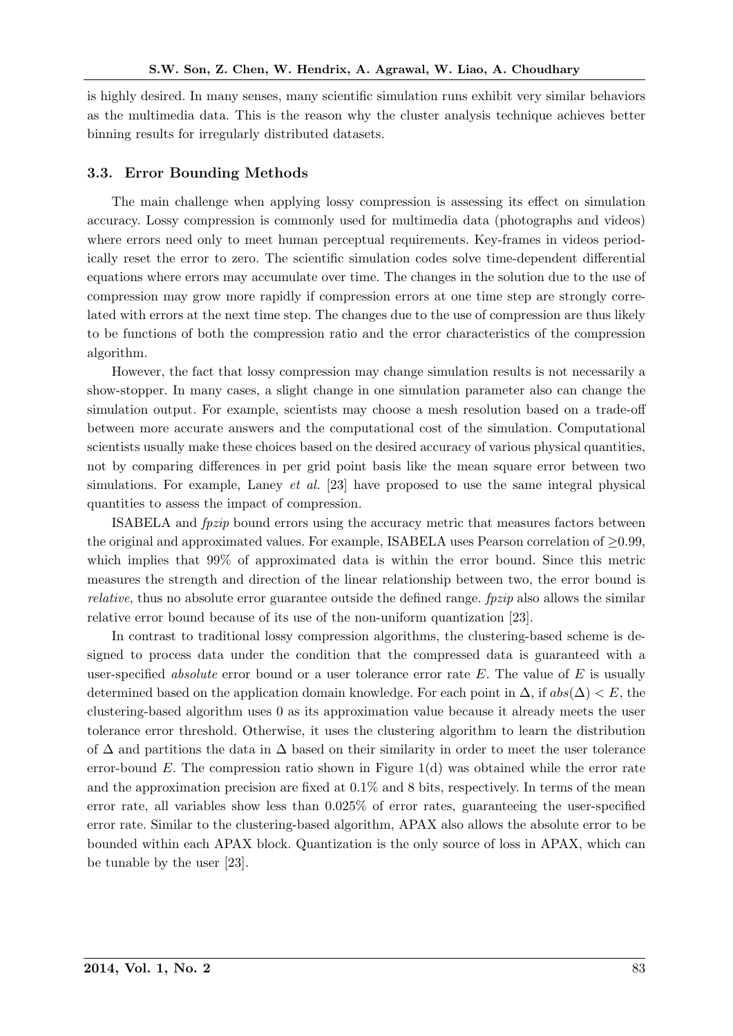is highly desired. In many senses, many scientific simulation runs exhibit very similar behaviors as the multimedia data. This is the reason why the cluster analysis technique achieves better binning results for irregularly distributed datasets.

### 3.3. Error Bounding Methods

The main challenge when applying lossy compression is assessing its effect on simulation accuracy. Lossy compression is commonly used for multimedia data (photographs and videos) where errors need only to meet human perceptual requirements. Key-frames in videos periodically reset the error to zero. The scientific simulation codes solve time-dependent differential equations where errors may accumulate over time. The changes in the solution due to the use of compression may grow more rapidly if compression errors at one time step are strongly correlated with errors at the next time step. The changes due to the use of compression are thus likely to be functions of both the compression ratio and the error characteristics of the compression algorithm.

However, the fact that lossy compression may change simulation results is not necessarily a show-stopper. In many cases, a slight change in one simulation parameter also can change the simulation output. For example, scientists may choose a mesh resolution based on a trade-off between more accurate answers and the computational cost of the simulation. Computational scientists usually make these choices based on the desired accuracy of various physical quantities, not by comparing differences in per grid point basis like the mean square error between two simulations. For example, Laney *et al.* [23] have proposed to use the same integral physical quantities to assess the impact of compression.

ISABELA and *fpzip* bound errors using the accuracy metric that measures factors between the original and approximated values. For example, ISABELA uses Pearson correlation of $\geq$0.99, which implies that 99% of approximated data is within the error bound. Since this metric measures the strength and direction of the linear relationship between two, the error bound is *relative*, thus no absolute error guarantee outside the defined range. *fpzip* also allows the similar relative error bound because of its use of the non-uniform quantization [23].

In contrast to traditional lossy compression algorithms, the clustering-based scheme is designed to process data under the condition that the compressed data is guaranteed with a user-specified *absolute* error bound or a user tolerance error rate $E$. The value of $E$ is usually determined based on the application domain knowledge. For each point in $\Delta$, if $abs(\Delta) < E$, the clustering-based algorithm uses 0 as its approximation value because it already meets the user tolerance error threshold. Otherwise, it uses the clustering algorithm to learn the distribution of $\Delta$ and partitions the data in $\Delta$ based on their similarity in order to meet the user tolerance error-bound $E$. The compression ratio shown in Figure 1(d) was obtained while the error rate and the approximation precision are fixed at 0.1% and 8 bits, respectively. In terms of the mean error rate, all variables show less than 0.025% of error rates, guaranteeing the user-specified error rate. Similar to the clustering-based algorithm, APAX also allows the absolute error to be bounded within each APAX block. Quantization is the only source of loss in APAX, which can be tunable by the user [23].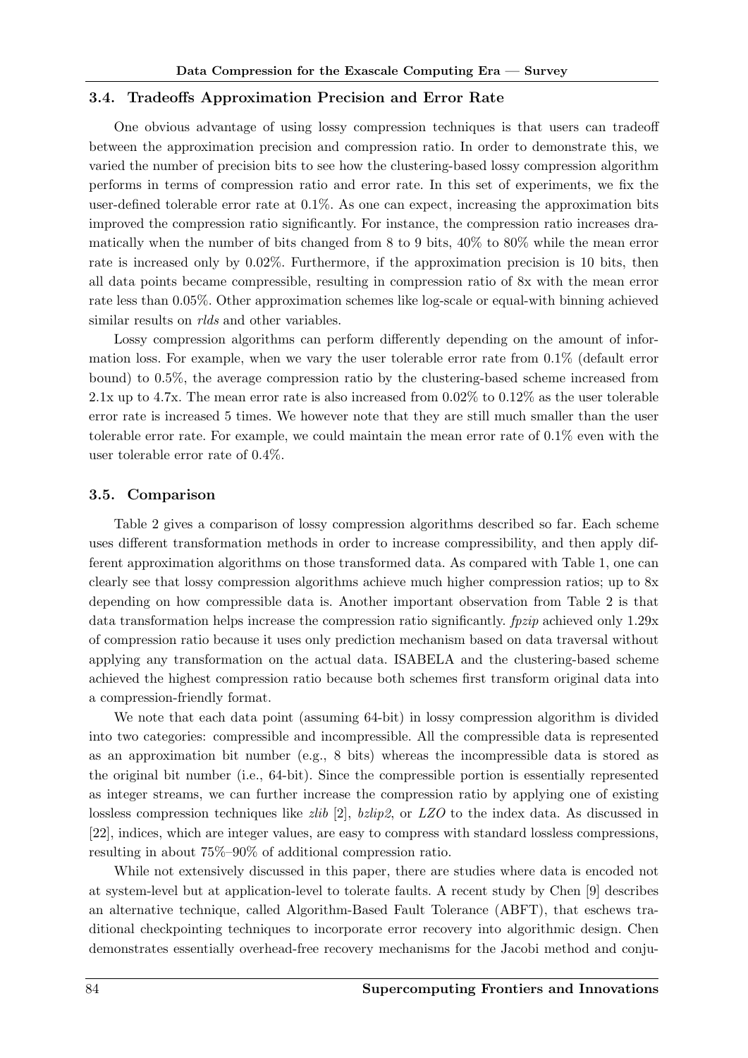### 3.4. Tradeoffs Approximation Precision and Error Rate

One obvious advantage of using lossy compression techniques is that users can tradeoff between the approximation precision and compression ratio. In order to demonstrate this, we varied the number of precision bits to see how the clustering-based lossy compression algorithm performs in terms of compression ratio and error rate. In this set of experiments, we fix the user-defined tolerable error rate at 0.1%. As one can expect, increasing the approximation bits improved the compression ratio significantly. For instance, the compression ratio increases dramatically when the number of bits changed from 8 to 9 bits, 40% to 80% while the mean error rate is increased only by 0.02%. Furthermore, if the approximation precision is 10 bits, then all data points became compressible, resulting in compression ratio of 8x with the mean error rate less than 0.05%. Other approximation schemes like log-scale or equal-with binning achieved similar results on *rlds* and other variables.

Lossy compression algorithms can perform differently depending on the amount of information loss. For example, when we vary the user tolerable error rate from 0.1% (default error bound) to 0.5%, the average compression ratio by the clustering-based scheme increased from 2.1x up to 4.7x. The mean error rate is also increased from 0.02% to 0.12% as the user tolerable error rate is increased 5 times. We however note that they are still much smaller than the user tolerable error rate. For example, we could maintain the mean error rate of 0.1% even with the user tolerable error rate of 0.4%.

### 3.5. Comparison

Table 2 gives a comparison of lossy compression algorithms described so far. Each scheme uses different transformation methods in order to increase compressibility, and then apply different approximation algorithms on those transformed data. As compared with Table 1, one can clearly see that lossy compression algorithms achieve much higher compression ratios; up to 8x depending on how compressible data is. Another important observation from Table 2 is that data transformation helps increase the compression ratio significantly. *fpzip* achieved only 1.29x of compression ratio because it uses only prediction mechanism based on data traversal without applying any transformation on the actual data. ISABELA and the clustering-based scheme achieved the highest compression ratio because both schemes first transform original data into a compression-friendly format.

We note that each data point (assuming 64-bit) in lossy compression algorithm is divided into two categories: compressible and incompressible. All the compressible data is represented as an approximation bit number (e.g., 8 bits) whereas the incompressible data is stored as the original bit number (i.e., 64-bit). Since the compressible portion is essentially represented as integer streams, we can further increase the compression ratio by applying one of existing lossless compression techniques like *zlib* [2], *bzlip2*, or *LZO* to the index data. As discussed in [22], indices, which are integer values, are easy to compress with standard lossless compressions, resulting in about 75%–90% of additional compression ratio.

While not extensively discussed in this paper, there are studies where data is encoded not at system-level but at application-level to tolerate faults. A recent study by Chen [9] describes an alternative technique, called Algorithm-Based Fault Tolerance (ABFT), that eschews traditional checkpointing techniques to incorporate error recovery into algorithmic design. Chen demonstrates essentially overhead-free recovery mechanisms for the Jacobi method and conju-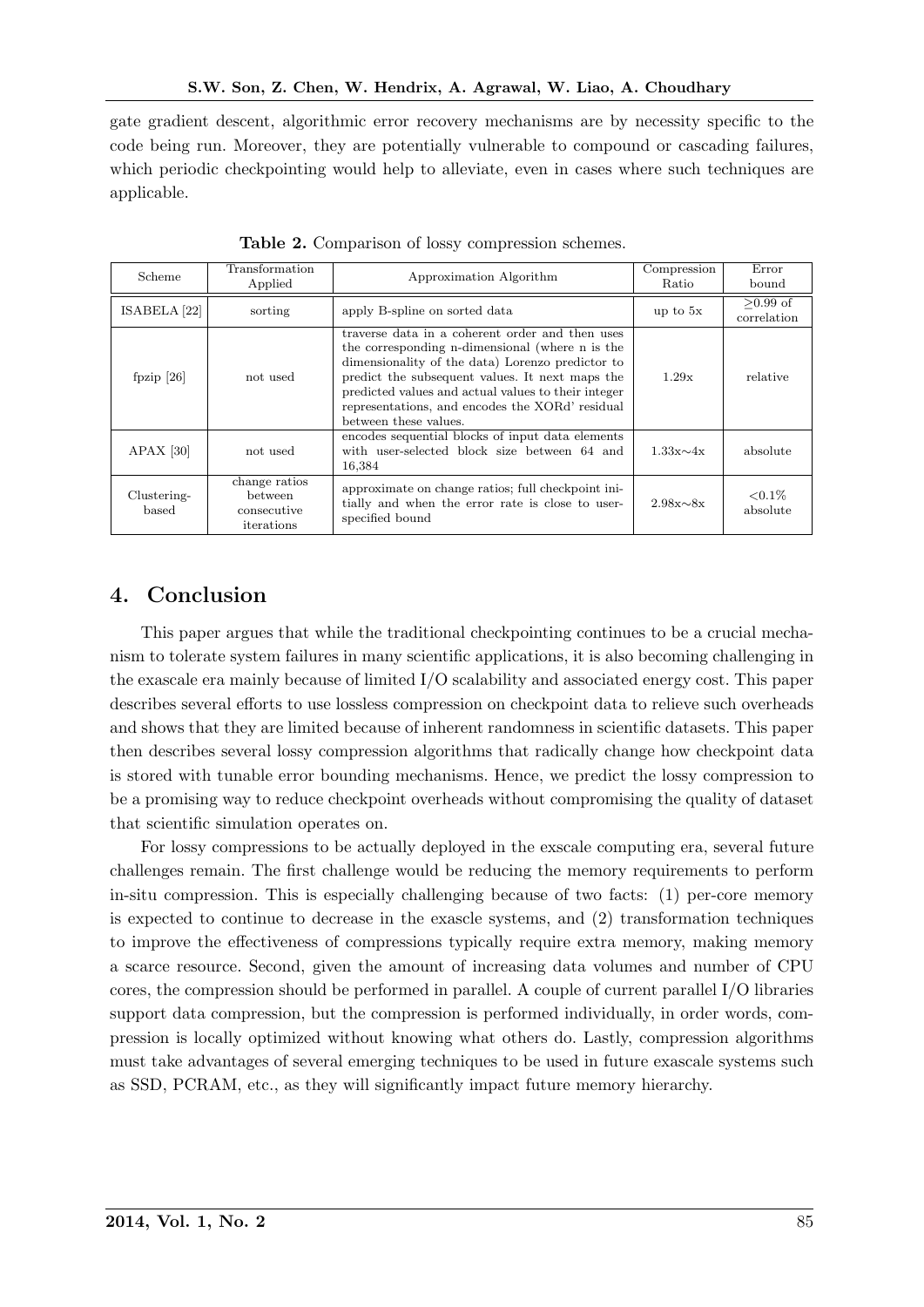gate gradient descent, algorithmic error recovery mechanisms are by necessity specific to the code being run. Moreover, they are potentially vulnerable to compound or cascading failures, which periodic checkpointing would help to alleviate, even in cases where such techniques are applicable.

**Table 2.** Comparison of lossy compression schemes.

| Scheme | Transformation Applied | Approximation Algorithm | Compression Ratio | Error bound |
|---|---|---|---|---|
| ISABELA [22] | sorting | apply B-spline on sorted data | up to 5x | $\geq$0.99 of correlation |
| fpzip [26] | not used | traverse data in a coherent order and then uses the corresponding n-dimensional (where n is the dimensionality of the data) Lorenzo predictor to predict the subsequent values. It next maps the predicted values and actual values to their integer representations, and encodes the XORd' residual between these values. | 1.29x | relative |
| APAX [30] | not used | encodes sequential blocks of input data elements with user-selected block size between 64 and 16,384 | 1.33x$\sim$4x | absolute |
| Clustering-based | change ratios between consecutive iterations | approximate on change ratios; full checkpoint initially and when the error rate is close to user-specified bound | 2.98x$\sim$8x | <0.1% absolute |

## 4. Conclusion

This paper argues that while the traditional checkpointing continues to be a crucial mechanism to tolerate system failures in many scientific applications, it is also becoming challenging in the exascale era mainly because of limited I/O scalability and associated energy cost. This paper describes several efforts to use lossless compression on checkpoint data to relieve such overheads and shows that they are limited because of inherent randomness in scientific datasets. This paper then describes several lossy compression algorithms that radically change how checkpoint data is stored with tunable error bounding mechanisms. Hence, we predict the lossy compression to be a promising way to reduce checkpoint overheads without compromising the quality of dataset that scientific simulation operates on.

For lossy compressions to be actually deployed in the exscale computing era, several future challenges remain. The first challenge would be reducing the memory requirements to perform in-situ compression. This is especially challenging because of two facts: (1) per-core memory is expected to continue to decrease in the exascle systems, and (2) transformation techniques to improve the effectiveness of compressions typically require extra memory, making memory a scarce resource. Second, given the amount of increasing data volumes and number of CPU cores, the compression should be performed in parallel. A couple of current parallel I/O libraries support data compression, but the compression is performed individually, in order words, compression is locally optimized without knowing what others do. Lastly, compression algorithms must take advantages of several emerging techniques to be used in future exascale systems such as SSD, PCRAM, etc., as they will significantly impact future memory hierarchy.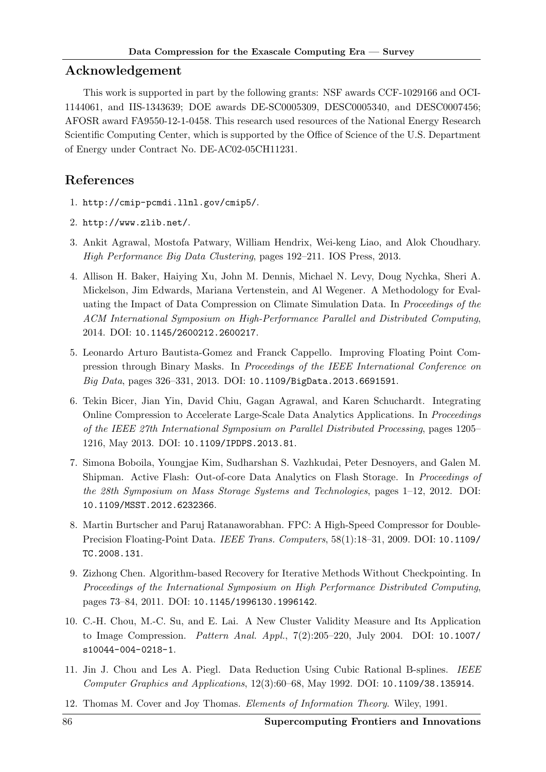## Acknowledgement

This work is supported in part by the following grants: NSF awards CCF-1029166 and OCI-1144061, and IIS-1343639; DOE awards DE-SC0005309, DESC0005340, and DESC0007456; AFOSR award FA9550-12-1-0458. This research used resources of the National Energy Research Scientific Computing Center, which is supported by the Office of Science of the U.S. Department of Energy under Contract No. DE-AC02-05CH11231.

## References

1. `http://cmip-pcmdi.llnl.gov/cmip5/`.
2. `http://www.zlib.net/`.
3. Ankit Agrawal, Mostofa Patwary, William Hendrix, Wei-keng Liao, and Alok Choudhary. *High Performance Big Data Clustering*, pages 192–211. IOS Press, 2013.
4. Allison H. Baker, Haiying Xu, John M. Dennis, Michael N. Levy, Doug Nychka, Sheri A. Mickelson, Jim Edwards, Mariana Vertenstein, and Al Wegener. A Methodology for Evaluating the Impact of Data Compression on Climate Simulation Data. In *Proceedings of the ACM International Symposium on High-Performance Parallel and Distributed Computing*, 2014. DOI: `10.1145/2600212.2600217`.
5. Leonardo Arturo Bautista-Gomez and Franck Cappello. Improving Floating Point Compression through Binary Masks. In *Proceedings of the IEEE International Conference on Big Data*, pages 326–331, 2013. DOI: `10.1109/BigData.2013.6691591`.
6. Tekin Bicer, Jian Yin, David Chiu, Gagan Agrawal, and Karen Schuchardt. Integrating Online Compression to Accelerate Large-Scale Data Analytics Applications. In *Proceedings of the IEEE 27th International Symposium on Parallel Distributed Processing*, pages 1205–1216, May 2013. DOI: `10.1109/IPDPS.2013.81`.
7. Simona Boboila, Youngjae Kim, Sudharshan S. Vazhkudai, Peter Desnoyers, and Galen M. Shipman. Active Flash: Out-of-core Data Analytics on Flash Storage. In *Proceedings of the 28th Symposium on Mass Storage Systems and Technologies*, pages 1–12, 2012. DOI: `10.1109/MSST.2012.6232366`.
8. Martin Burtscher and Paruj Ratanaworabhan. FPC: A High-Speed Compressor for Double-Precision Floating-Point Data. *IEEE Trans. Computers*, 58(1):18–31, 2009. DOI: `10.1109/TC.2008.131`.
9. Zizhong Chen. Algorithm-based Recovery for Iterative Methods Without Checkpointing. In *Proceedings of the International Symposium on High Performance Distributed Computing*, pages 73–84, 2011. DOI: `10.1145/1996130.1996142`.
10. C.-H. Chou, M.-C. Su, and E. Lai. A New Cluster Validity Measure and Its Application to Image Compression. *Pattern Anal. Appl.*, 7(2):205–220, July 2004. DOI: `10.1007/s10044-004-0218-1`.
11. Jin J. Chou and Les A. Piegl. Data Reduction Using Cubic Rational B-splines. *IEEE Computer Graphics and Applications*, 12(3):60–68, May 1992. DOI: `10.1109/38.135914`.
12. Thomas M. Cover and Joy Thomas. *Elements of Information Theory*. Wiley, 1991.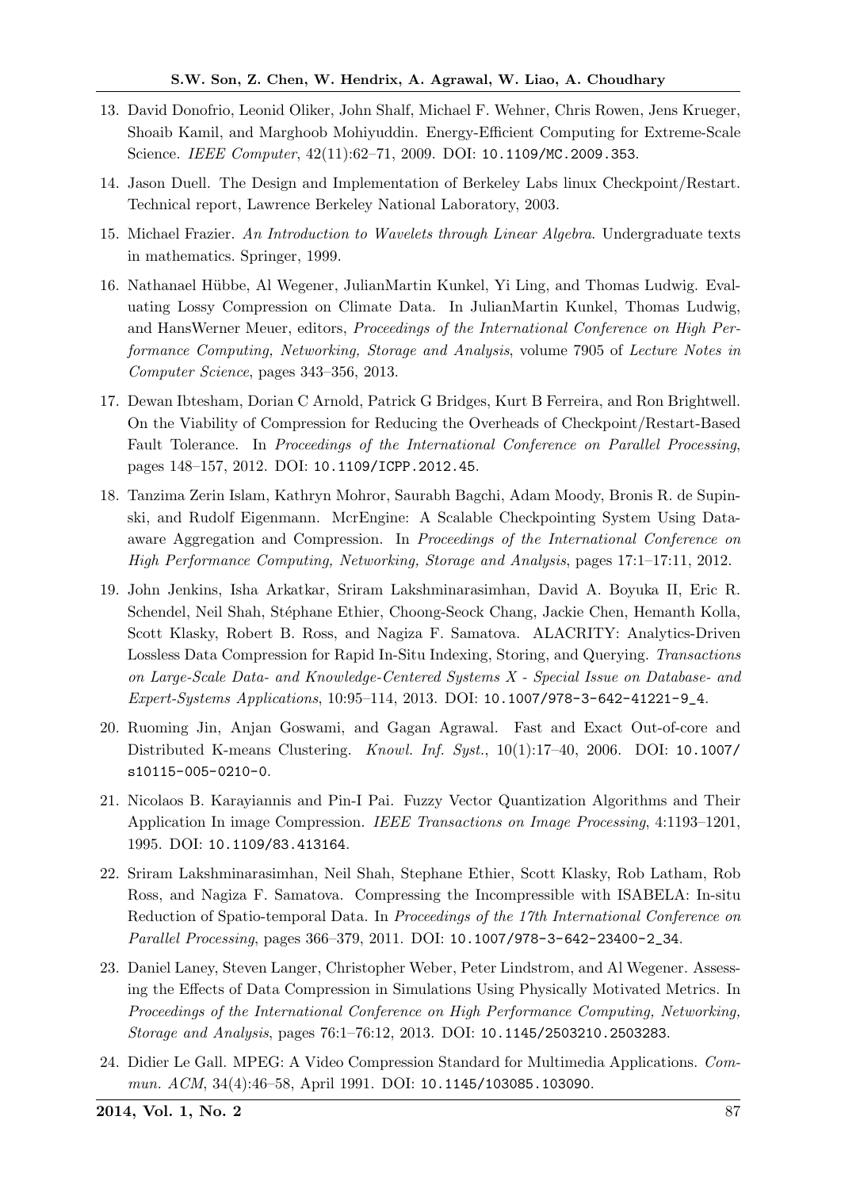13. David Donofrio, Leonid Oliker, John Shalf, Michael F. Wehner, Chris Rowen, Jens Krueger, Shoaib Kamil, and Marghoob Mohiyuddin. Energy-Efficient Computing for Extreme-Scale Science. *IEEE Computer*, 42(11):62–71, 2009. DOI: `10.1109/MC.2009.353`.

14. Jason Duell. The Design and Implementation of Berkeley Labs linux Checkpoint/Restart. Technical report, Lawrence Berkeley National Laboratory, 2003.

15. Michael Frazier. *An Introduction to Wavelets through Linear Algebra*. Undergraduate texts in mathematics. Springer, 1999.

16. Nathanael Hübbe, Al Wegener, JulianMartin Kunkel, Yi Ling, and Thomas Ludwig. Evaluating Lossy Compression on Climate Data. In JulianMartin Kunkel, Thomas Ludwig, and HansWerner Meuer, editors, *Proceedings of the International Conference on High Performance Computing, Networking, Storage and Analysis*, volume 7905 of *Lecture Notes in Computer Science*, pages 343–356, 2013.

17. Dewan Ibtesham, Dorian C Arnold, Patrick G Bridges, Kurt B Ferreira, and Ron Brightwell. On the Viability of Compression for Reducing the Overheads of Checkpoint/Restart-Based Fault Tolerance. In *Proceedings of the International Conference on Parallel Processing*, pages 148–157, 2012. DOI: `10.1109/ICPP.2012.45`.

18. Tanzima Zerin Islam, Kathryn Mohror, Saurabh Bagchi, Adam Moody, Bronis R. de Supinski, and Rudolf Eigenmann. McrEngine: A Scalable Checkpointing System Using Data-aware Aggregation and Compression. In *Proceedings of the International Conference on High Performance Computing, Networking, Storage and Analysis*, pages 17:1–17:11, 2012.

19. John Jenkins, Isha Arkatkar, Sriram Lakshminarasimhan, David A. Boyuka II, Eric R. Schendel, Neil Shah, Stéphane Ethier, Choong-Seock Chang, Jackie Chen, Hemanth Kolla, Scott Klasky, Robert B. Ross, and Nagiza F. Samatova. ALACRITY: Analytics-Driven Lossless Data Compression for Rapid In-Situ Indexing, Storing, and Querying. *Transactions on Large-Scale Data- and Knowledge-Centered Systems X - Special Issue on Database- and Expert-Systems Applications*, 10:95–114, 2013. DOI: `10.1007/978-3-642-41221-9_4`.

20. Ruoming Jin, Anjan Goswami, and Gagan Agrawal. Fast and Exact Out-of-core and Distributed K-means Clustering. *Knowl. Inf. Syst.*, 10(1):17–40, 2006. DOI: `10.1007/s10115-005-0210-0`.

21. Nicolaos B. Karayiannis and Pin-I Pai. Fuzzy Vector Quantization Algorithms and Their Application In image Compression. *IEEE Transactions on Image Processing*, 4:1193–1201, 1995. DOI: `10.1109/83.413164`.

22. Sriram Lakshminarasimhan, Neil Shah, Stephane Ethier, Scott Klasky, Rob Latham, Rob Ross, and Nagiza F. Samatova. Compressing the Incompressible with ISABELA: In-situ Reduction of Spatio-temporal Data. In *Proceedings of the 17th International Conference on Parallel Processing*, pages 366–379, 2011. DOI: `10.1007/978-3-642-23400-2_34`.

23. Daniel Laney, Steven Langer, Christopher Weber, Peter Lindstrom, and Al Wegener. Assessing the Effects of Data Compression in Simulations Using Physically Motivated Metrics. In *Proceedings of the International Conference on High Performance Computing, Networking, Storage and Analysis*, pages 76:1–76:12, 2013. DOI: `10.1145/2503210.2503283`.

24. Didier Le Gall. MPEG: A Video Compression Standard for Multimedia Applications. *Commun. ACM*, 34(4):46–58, April 1991. DOI: `10.1145/103085.103090`.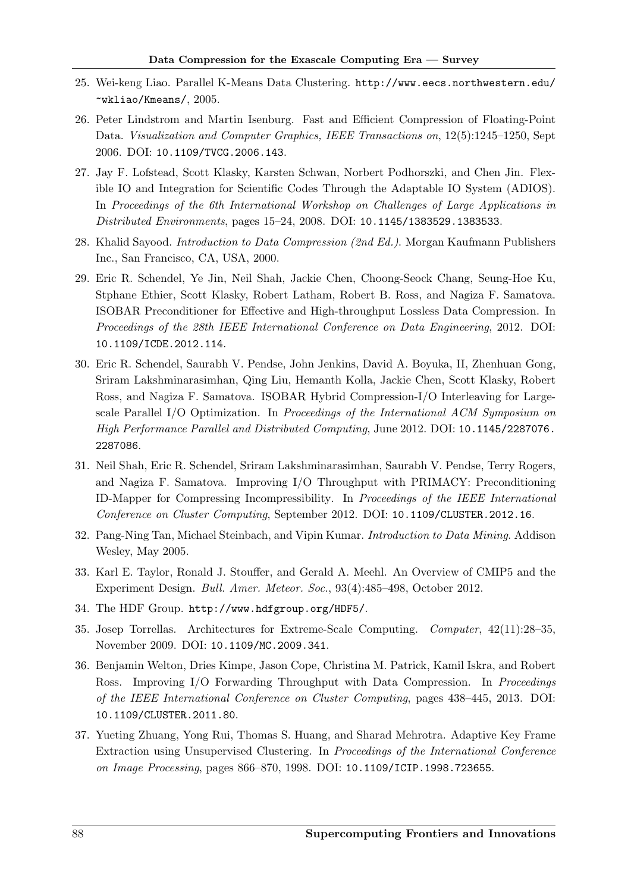25. Wei-keng Liao. Parallel K-Means Data Clustering. http://www.eecs.northwestern.edu/~wkliao/Kmeans/, 2005.

26. Peter Lindstrom and Martin Isenburg. Fast and Efficient Compression of Floating-Point Data. *Visualization and Computer Graphics, IEEE Transactions on*, 12(5):1245–1250, Sept 2006. DOI: 10.1109/TVCG.2006.143.

27. Jay F. Lofstead, Scott Klasky, Karsten Schwan, Norbert Podhorszki, and Chen Jin. Flexible IO and Integration for Scientific Codes Through the Adaptable IO System (ADIOS). In *Proceedings of the 6th International Workshop on Challenges of Large Applications in Distributed Environments*, pages 15–24, 2008. DOI: 10.1145/1383529.1383533.

28. Khalid Sayood. *Introduction to Data Compression (2nd Ed.)*. Morgan Kaufmann Publishers Inc., San Francisco, CA, USA, 2000.

29. Eric R. Schendel, Ye Jin, Neil Shah, Jackie Chen, Choong-Seock Chang, Seung-Hoe Ku, Stphane Ethier, Scott Klasky, Robert Latham, Robert B. Ross, and Nagiza F. Samatova. ISOBAR Preconditioner for Effective and High-throughput Lossless Data Compression. In *Proceedings of the 28th IEEE International Conference on Data Engineering*, 2012. DOI: 10.1109/ICDE.2012.114.

30. Eric R. Schendel, Saurabh V. Pendse, John Jenkins, David A. Boyuka, II, Zhenhuan Gong, Sriram Lakshminarasimhan, Qing Liu, Hemanth Kolla, Jackie Chen, Scott Klasky, Robert Ross, and Nagiza F. Samatova. ISOBAR Hybrid Compression-I/O Interleaving for Large-scale Parallel I/O Optimization. In *Proceedings of the International ACM Symposium on High Performance Parallel and Distributed Computing*, June 2012. DOI: 10.1145/2287076.2287086.

31. Neil Shah, Eric R. Schendel, Sriram Lakshminarasimhan, Saurabh V. Pendse, Terry Rogers, and Nagiza F. Samatova. Improving I/O Throughput with PRIMACY: Preconditioning ID-Mapper for Compressing Incompressibility. In *Proceedings of the IEEE International Conference on Cluster Computing*, September 2012. DOI: 10.1109/CLUSTER.2012.16.

32. Pang-Ning Tan, Michael Steinbach, and Vipin Kumar. *Introduction to Data Mining*. Addison Wesley, May 2005.

33. Karl E. Taylor, Ronald J. Stouffer, and Gerald A. Meehl. An Overview of CMIP5 and the Experiment Design. *Bull. Amer. Meteor. Soc.*, 93(4):485–498, October 2012.

34. The HDF Group. http://www.hdfgroup.org/HDF5/.

35. Josep Torrellas. Architectures for Extreme-Scale Computing. *Computer*, 42(11):28–35, November 2009. DOI: 10.1109/MC.2009.341.

36. Benjamin Welton, Dries Kimpe, Jason Cope, Christina M. Patrick, Kamil Iskra, and Robert Ross. Improving I/O Forwarding Throughput with Data Compression. In *Proceedings of the IEEE International Conference on Cluster Computing*, pages 438–445, 2013. DOI: 10.1109/CLUSTER.2011.80.

37. Yueting Zhuang, Yong Rui, Thomas S. Huang, and Sharad Mehrotra. Adaptive Key Frame Extraction using Unsupervised Clustering. In *Proceedings of the International Conference on Image Processing*, pages 866–870, 1998. DOI: 10.1109/ICIP.1998.723655.